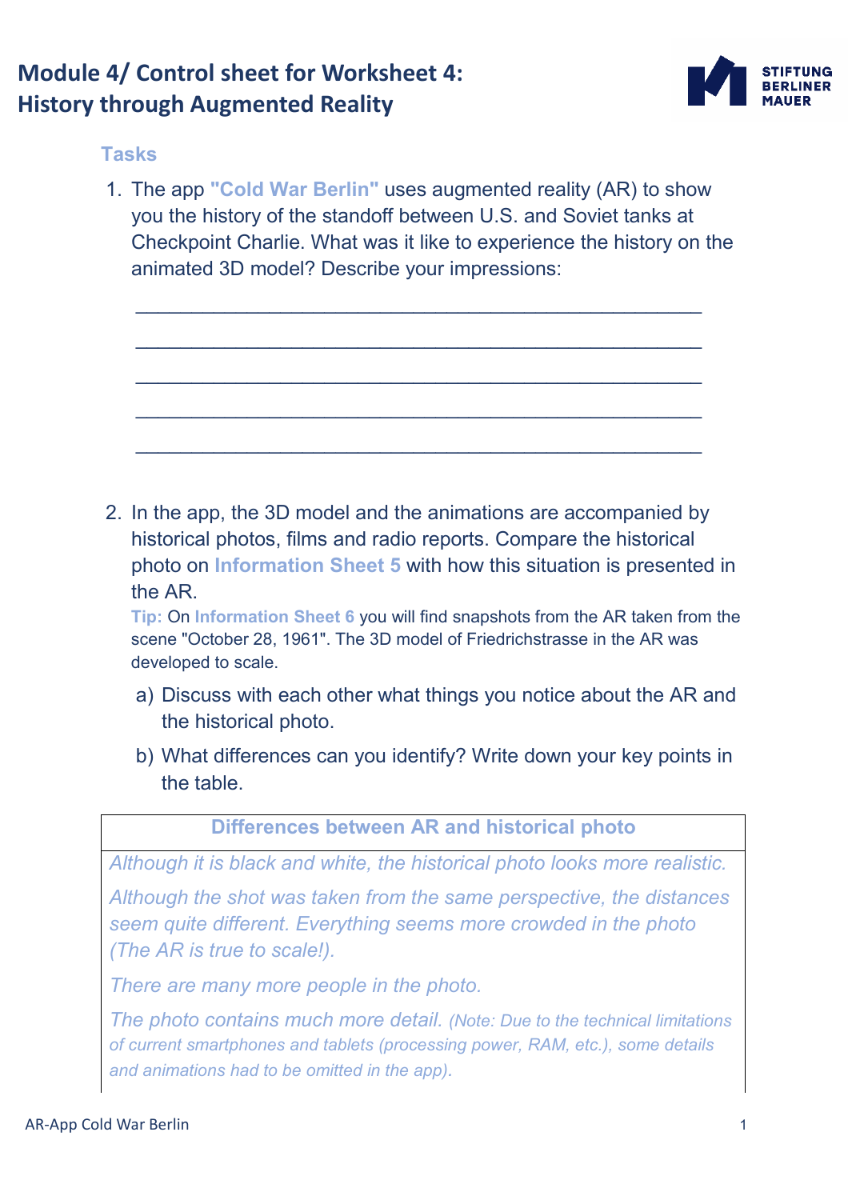# Module 4/ Control sheet for Worksheet 4: History through Augmented Reality

**Tasks**

1. The app **"Cold War Berlin"** uses augmented reality (AR) to show you the history of the standoff between U.S. and Soviet tanks at Checkpoint Charlie. What was it like to experience the history on the animated 3D model? Describe your impressions:

   ______________________________________________

   ______________________________________________

   ______________________________________________

   ______________________________________________

   ______________________________________________

2. In the app, the 3D model and the animations are accompanied by historical photos, films and radio reports. Compare the historical photo on **Information Sheet 5** with how this situation is presented in the AR.

   **Tip:** On **Information Sheet 6** you will find snapshots from the AR taken from the scene "October 28, 1961". The 3D model of Friedrichstrasse in the AR was developed to scale.

   a) Discuss with each other what things you notice about the AR and the historical photo.

   b) What differences can you identify? Write down your key points in the table.

| Differences between AR and historical photo |
|---|
| *Although it is black and white, the historical photo looks more realistic.*<br><br>*Although the shot was taken from the same perspective, the distances seem quite different. Everything seems more crowded in the photo (The AR is true to scale!).*<br><br>*There are many more people in the photo.*<br><br>*The photo contains much more detail. (Note: Due to the technical limitations of current smartphones and tablets (processing power, RAM, etc.), some details and animations had to be omitted in the app).* |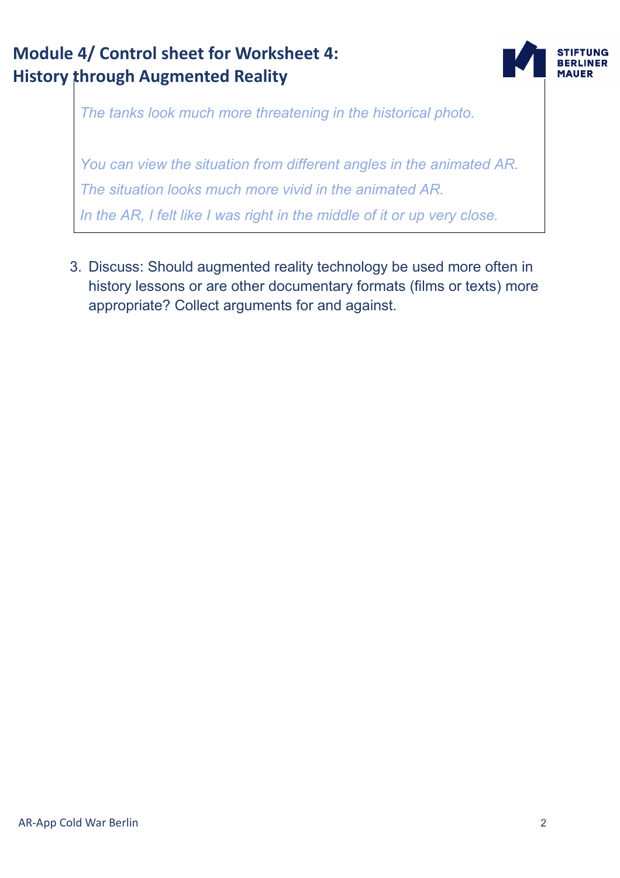*The tanks look much more threatening in the historical photo.*

*You can view the situation from different angles in the animated AR.*

*The situation looks much more vivid in the animated AR.*

*In the AR, I felt like I was right in the middle of it or up very close.*

3. Discuss: Should augmented reality technology be used more often in history lessons or are other documentary formats (films or texts) more appropriate? Collect arguments for and against.